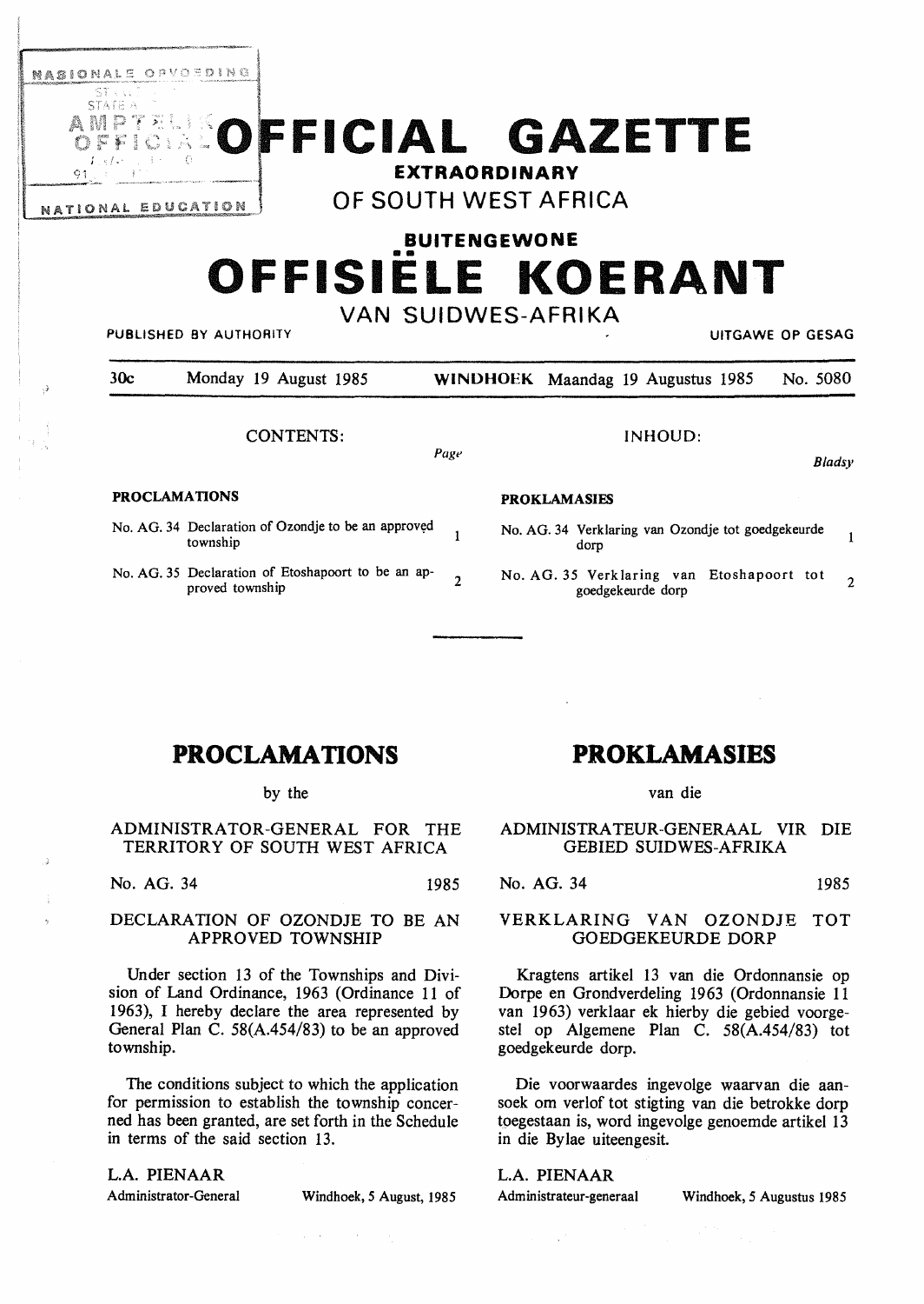# OFFICIAL GAZETTE

**EXTRAORDINARY**

**OF SOUTH WEST AFRICA**

**BUITENGEWONE**

# OFFISIËLE KOERANT

**VAN SUIDWES-AFRIKA**

PUBLISHED BY AUTHORITY — UITGAWE OP GESAG

30c — Monday 19 August 1985 — WINDHOEK — Maandag 19 Augustus 1985 — No. 5080

## CONTENTS:

| | Page |
|---|---|
| **PROCLAMATIONS** | |
| No. AG. 34 Declaration of Ozondje to be an approved township | 1 |
| No. AG. 35 Declaration of Etoshapoort to be an approved township | 2 |

## INHOUD:

| | Bladsy |
|---|---|
| **PROKLAMASIES** | |
| No. AG. 34 Verklaring van Ozondje tot goedgekeurde dorp | 1 |
| No. AG. 35 Verklaring van Etoshapoort tot goedgekeurde dorp | 2 |

## PROCLAMATIONS

by the

ADMINISTRATOR-GENERAL FOR THE TERRITORY OF SOUTH WEST AFRICA

No. AG. 34 — 1985

### DECLARATION OF OZONDJE TO BE AN APPROVED TOWNSHIP

Under section 13 of the Townships and Division of Land Ordinance, 1963 (Ordinance 11 of 1963), I hereby declare the area represented by General Plan C. 58(A.454/83) to be an approved township.

The conditions subject to which the application for permission to establish the township concerned has been granted, are set forth in the Schedule in terms of the said section 13.

L.A. PIENAAR
Administrator-General — Windhoek, 5 August, 1985

## PROKLAMASIES

van die

ADMINISTRATEUR-GENERAAL VIR DIE GEBIED SUIDWES-AFRIKA

No. AG. 34 — 1985

### VERKLARING VAN OZONDJE TOT GOEDGEKEURDE DORP

Kragtens artikel 13 van die Ordonnansie op Dorpe en Grondverdeling 1963 (Ordonnansie 11 van 1963) verklaar ek hierby die gebied voorgestel op Algemene Plan C. 58(A.454/83) tot goedgekeurde dorp.

Die voorwaardes ingevolge waarvan die aansoek om verlof tot stigting van die betrokke dorp toegestaan is, word ingevolge genoemde artikel 13 in die Bylae uiteengesit.

L.A. PIENAAR
Administrateur-generaal — Windhoek, 5 Augustus 1985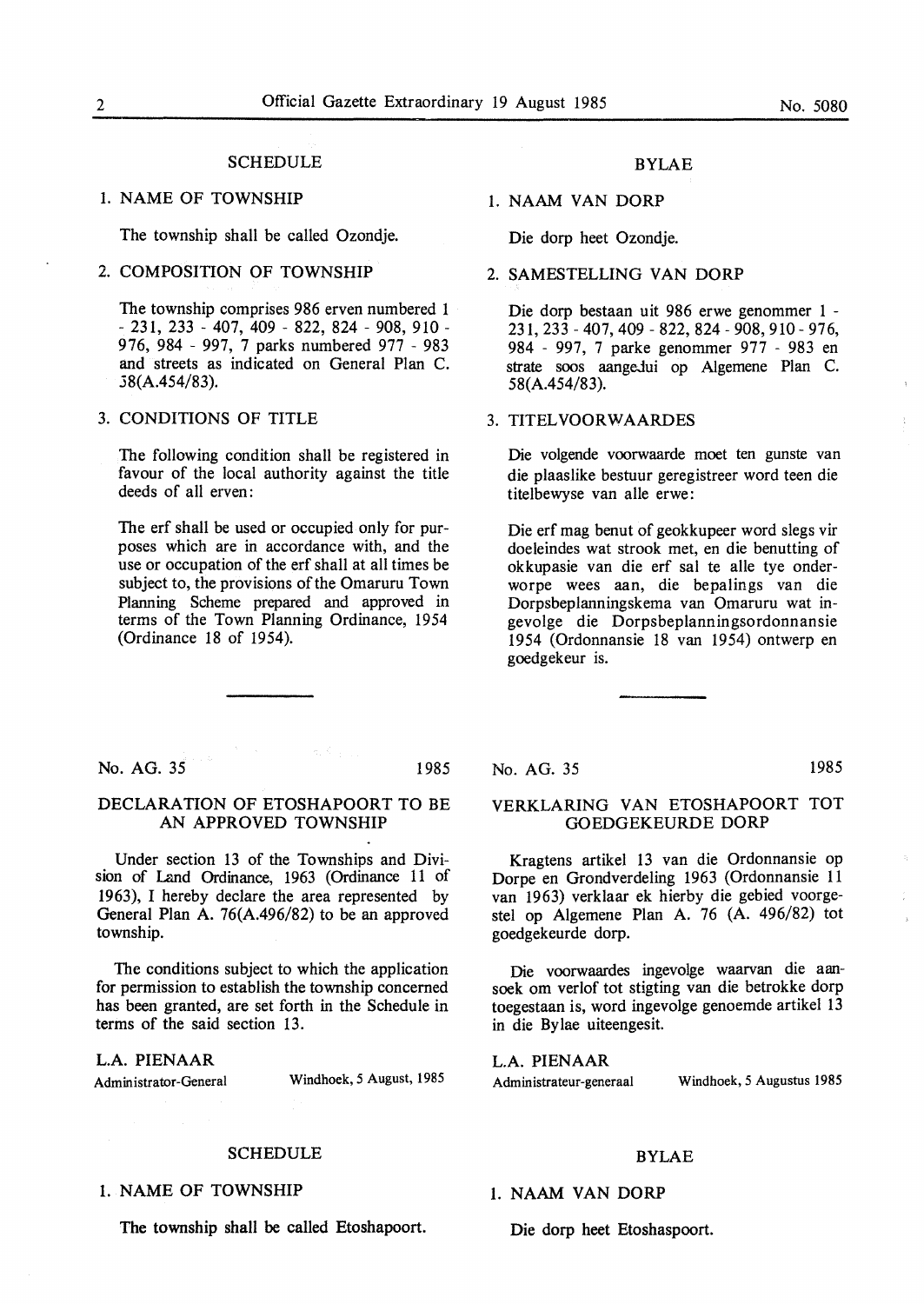## SCHEDULE

1. NAME OF TOWNSHIP

   The township shall be called Ozondje.

2. COMPOSITION OF TOWNSHIP

   The township comprises 986 erven numbered 1 - 231, 233 - 407, 409 - 822, 824 - 908, 910 - 976, 984 - 997, 7 parks numbered 977 - 983 and streets as indicated on General Plan C. 58(A.454/83).

3. CONDITIONS OF TITLE

   The following condition shall be registered in favour of the local authority against the title deeds of all erven:

   The erf shall be used or occupied only for purposes which are in accordance with, and the use or occupation of the erf shall at all times be subject to, the provisions of the Omaruru Town Planning Scheme prepared and approved in terms of the Town Planning Ordinance, 1954 (Ordinance 18 of 1954).

## BYLAE

1. NAAM VAN DORP

   Die dorp heet Ozondje.

2. SAMESTELLING VAN DORP

   Die dorp bestaan uit 986 erwe genommer 1 - 231, 233 - 407, 409 - 822, 824 - 908, 910 - 976, 984 - 997, 7 parke genommer 977 - 983 en strate soos aangedui op Algemene Plan C. 58(A.454/83).

3. TITELVOORWAARDES

   Die volgende voorwaarde moet ten gunste van die plaaslike bestuur geregistreer word teen die titelbewyse van alle erwe:

   Die erf mag benut of geokkupeer word slegs vir doeleindes wat strook met, en die benutting of okkupasie van die erf sal te alle tye onderworpe wees aan, die bepalings van die Dorpsbeplanningskema van Omaruru wat ingevolge die Dorpsbeplanningsordonnansie 1954 (Ordonnansie 18 van 1954) ontwerp en goedgekeur is.

---

No. AG. 35 1985

## DECLARATION OF ETOSHAPOORT TO BE AN APPROVED TOWNSHIP

Under section 13 of the Townships and Division of Land Ordinance, 1963 (Ordinance 11 of 1963), I hereby declare the area represented by General Plan A. 76(A.496/82) to be an approved township.

The conditions subject to which the application for permission to establish the township concerned has been granted, are set forth in the Schedule in terms of the said section 13.

**L.A. PIENAAR**
Administrator-General

Windhoek, 5 August, 1985

## SCHEDULE

1. NAME OF TOWNSHIP

   The township shall be called Etoshapoort.

---

No. AG. 35 1985

## VERKLARING VAN ETOSHAPOORT TOT GOEDGEKEURDE DORP

Kragtens artikel 13 van die Ordonnansie op Dorpe en Grondverdeling 1963 (Ordonnansie 11 van 1963) verklaar ek hierby die gebied voorgestel op Algemene Plan A. 76 (A. 496/82) tot goedgekeurde dorp.

Die voorwaardes ingevolge waarvan die aansoek om verlof tot stigting van die betrokke dorp toegestaan is, word ingevolge genoemde artikel 13 in die Bylae uiteengesit.

**L.A. PIENAAR**
Administrateur-generaal

Windhoek, 5 Augustus 1985

## BYLAE

1. NAAM VAN DORP

   Die dorp heet Etoshaspoort.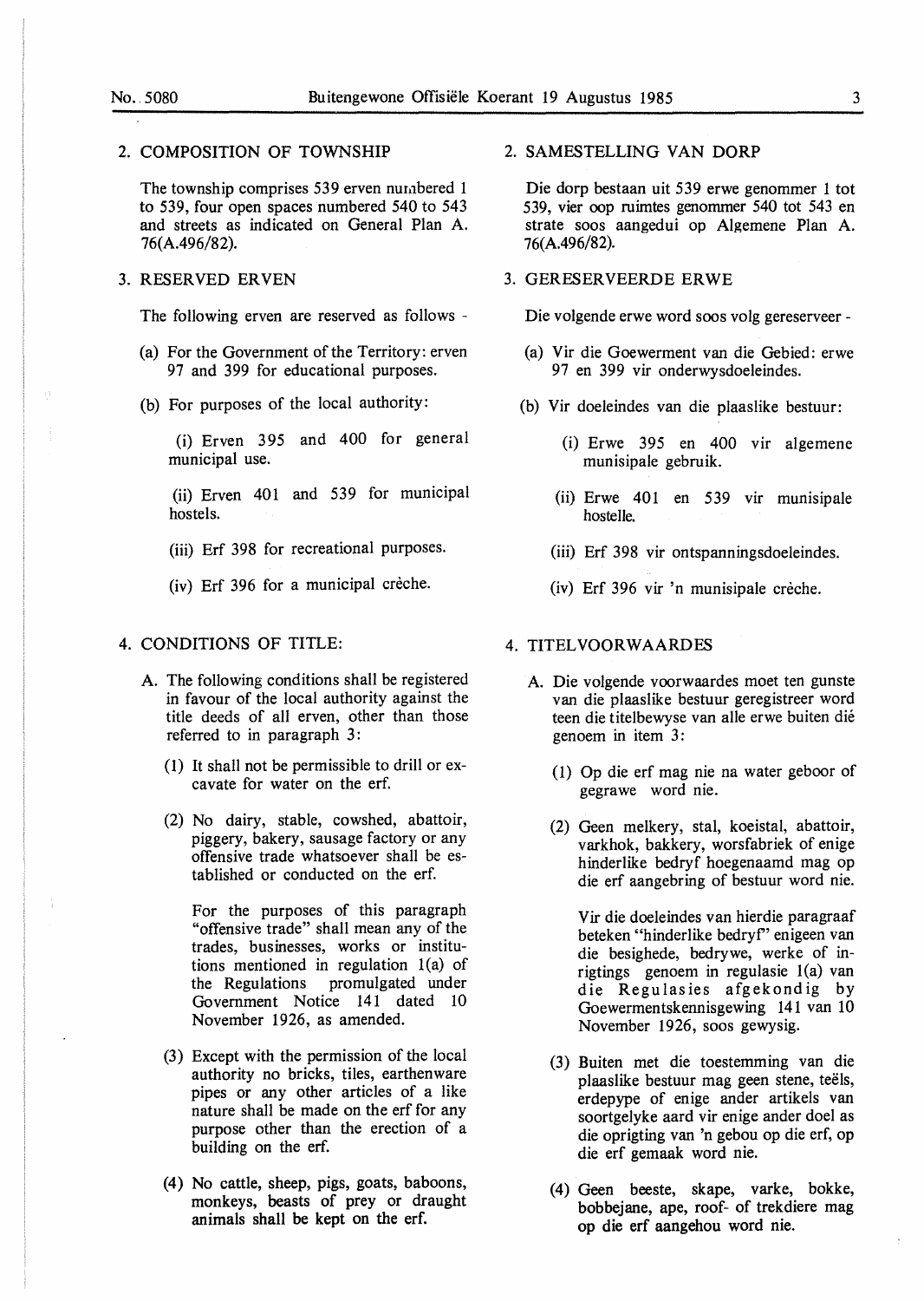## 2. COMPOSITION OF TOWNSHIP

The township comprises 539 erven numbered 1 to 539, four open spaces numbered 540 to 543 and streets as indicated on General Plan A. 76(A.496/82).

## 3. RESERVED ERVEN

The following erven are reserved as follows -

(a) For the Government of the Territory: erven 97 and 399 for educational purposes.

(b) For purposes of the local authority:

(i) Erven 395 and 400 for general municipal use.

(ii) Erven 401 and 539 for municipal hostels.

(iii) Erf 398 for recreational purposes.

(iv) Erf 396 for a municipal crèche.

## 4. CONDITIONS OF TITLE:

A. The following conditions shall be registered in favour of the local authority against the title deeds of all erven, other than those referred to in paragraph 3:

(1) It shall not be permissible to drill or excavate for water on the erf.

(2) No dairy, stable, cowshed, abattoir, piggery, bakery, sausage factory or any offensive trade whatsoever shall be established or conducted on the erf.

For the purposes of this paragraph "offensive trade" shall mean any of the trades, businesses, works or institutions mentioned in regulation 1(a) of the Regulations promulgated under Government Notice 141 dated 10 November 1926, as amended.

(3) Except with the permission of the local authority no bricks, tiles, earthenware pipes or any other articles of a like nature shall be made on the erf for any purpose other than the erection of a building on the erf.

(4) No cattle, sheep, pigs, goats, baboons, monkeys, beasts of prey or draught animals shall be kept on the erf.

## 2. SAMESTELLING VAN DORP

Die dorp bestaan uit 539 erwe genommer 1 tot 539, vier oop ruimtes genommer 540 tot 543 en strate soos aangedui op Algemene Plan A. 76(A.496/82).

## 3. GERESERVEERDE ERWE

Die volgende erwe word soos volg gereserveer -

(a) Vir die Goewerment van die Gebied: erwe 97 en 399 vir onderwysdoeleindes.

(b) Vir doeleindes van die plaaslike bestuur:

(i) Erwe 395 en 400 vir algemene munisipale gebruik.

(ii) Erwe 401 en 539 vir munisipale hostelle.

(iii) Erf 398 vir ontspanningsdoeleindes.

(iv) Erf 396 vir 'n munisipale crèche.

## 4. TITELVOORWAARDES

A. Die volgende voorwaardes moet ten gunste van die plaaslike bestuur geregistreer word teen die titelbewyse van alle erwe buiten dié genoem in item 3:

(1) Op die erf mag nie na water geboor of gegrawe word nie.

(2) Geen melkery, stal, koeistal, abattoir, varkhok, bakkery, worsfabriek of enige hinderlike bedryf hoegenaamd mag op die erf aangebring of bestuur word nie.

Vir die doeleindes van hierdie paragraaf beteken "hinderlike bedryf" enigeen van die besighede, bedrywe, werke of inrigtings genoem in regulasie 1(a) van die Regulasies afgekondig by Goewermentskennisgewing 141 van 10 November 1926, soos gewysig.

(3) Buiten met die toestemming van die plaaslike bestuur mag geen stene, teëls, erdepype of enige ander artikels van soortgelyke aard vir enige ander doel as die oprigting van 'n gebou op die erf, op die erf gemaak word nie.

(4) Geen beeste, skape, varke, bokke, bobbejane, ape, roof- of trekdiere mag op die erf aangehou word nie.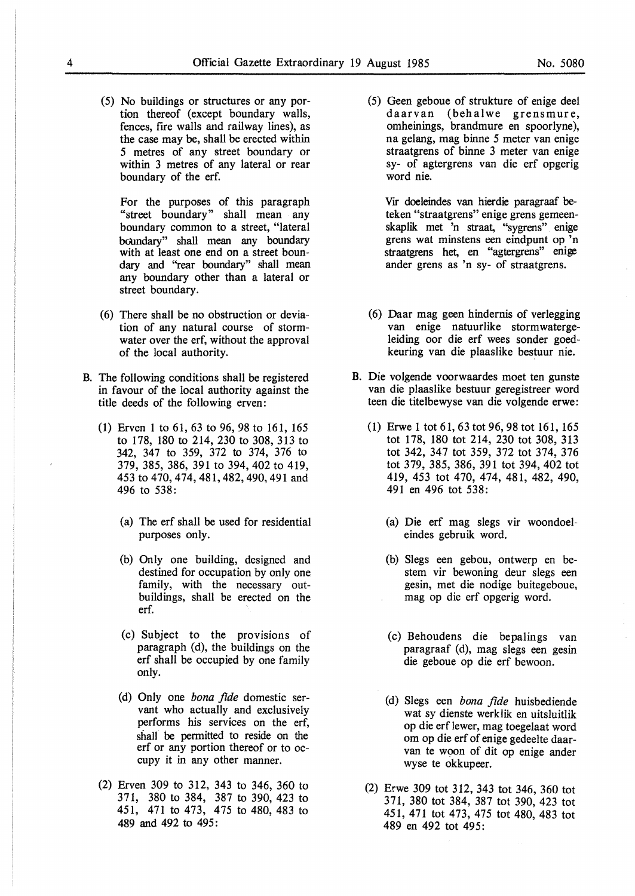(5) No buildings or structures or any portion thereof (except boundary walls, fences, fire walls and railway lines), as the case may be, shall be erected within 5 metres of any street boundary or within 3 metres of any lateral or rear boundary of the erf.

For the purposes of this paragraph "street boundary" shall mean any boundary common to a street, "lateral boundary" shall mean any boundary with at least one end on a street boundary and "rear boundary" shall mean any boundary other than a lateral or street boundary.

(6) There shall be no obstruction or deviation of any natural course of stormwater over the erf, without the approval of the local authority.

B. The following conditions shall be registered in favour of the local authority against the title deeds of the following erven:

(1) Erven 1 to 61, 63 to 96, 98 to 161, 165 to 178, 180 to 214, 230 to 308, 313 to 342, 347 to 359, 372 to 374, 376 to 379, 385, 386, 391 to 394, 402 to 419, 453 to 470, 474, 481, 482, 490, 491 and 496 to 538:

(a) The erf shall be used for residential purposes only.

(b) Only one building, designed and destined for occupation by only one family, with the necessary outbuildings, shall be erected on the erf.

(c) Subject to the provisions of paragraph (d), the buildings on the erf shall be occupied by one family only.

(d) Only one *bona fide* domestic servant who actually and exclusively performs his services on the erf, shall be permitted to reside on the erf or any portion thereof or to occupy it in any other manner.

(2) Erven 309 to 312, 343 to 346, 360 to 371, 380 to 384, 387 to 390, 423 to 451, 471 to 473, 475 to 480, 483 to 489 and 492 to 495:

(5) Geen geboue of strukture of enige deel daarvan (behalwe grensmure, omheinings, brandmure en spoorlyne), na gelang, mag binne 5 meter van enige straatgrens of binne 3 meter van enige sy- of agtergrens van die erf opgerig word nie.

Vir doeleindes van hierdie paragraaf beteken "straatgrens" enige grens gemeenskaplik met 'n straat, "sygrens" enige grens wat minstens een eindpunt op 'n straatgrens het, en "agtergrens" enige ander grens as 'n sy- of straatgrens.

(6) Daar mag geen hindernis of verlegging van enige natuurlike stormwatergeleiding oor die erf wees sonder goedkeuring van die plaaslike bestuur nie.

B. Die volgende voorwaardes moet ten gunste van die plaaslike bestuur geregistreer word teen die titelbewyse van die volgende erwe:

(1) Erwe 1 tot 61, 63 tot 96, 98 tot 161, 165 tot 178, 180 tot 214, 230 tot 308, 313 tot 342, 347 tot 359, 372 tot 374, 376 tot 379, 385, 386, 391 tot 394, 402 tot 419, 453 tot 470, 474, 481, 482, 490, 491 en 496 tot 538:

(a) Die erf mag slegs vir woondoeleindes gebruik word.

(b) Slegs een gebou, ontwerp en bestem vir bewoning deur slegs een gesin, met die nodige buitegeboue, mag op die erf opgerig word.

(c) Behoudens die bepalings van paragraaf (d), mag slegs een gesin die geboue op die erf bewoon.

(d) Slegs een *bona fide* huisbediende wat sy dienste werklik en uitsluitlik op die erf lewer, mag toegelaat word om op die erf of enige gedeelte daarvan te woon of dit op enige ander wyse te okkupeer.

(2) Erwe 309 tot 312, 343 tot 346, 360 tot 371, 380 tot 384, 387 tot 390, 423 tot 451, 471 tot 473, 475 tot 480, 483 tot 489 en 492 tot 495: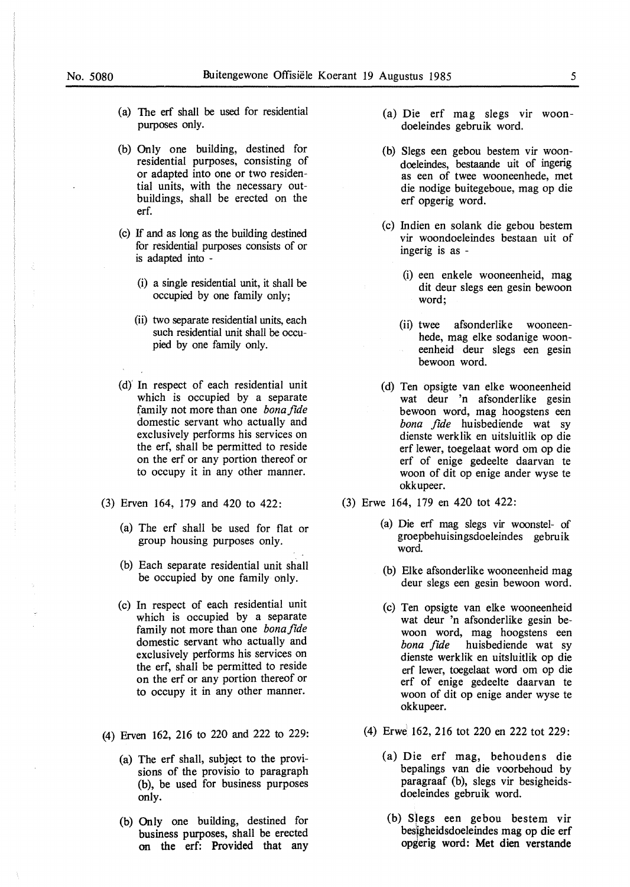(a) The erf shall be used for residential purposes only.

(b) Only one building, destined for residential purposes, consisting of or adapted into one or two residential units, with the necessary outbuildings, shall be erected on the erf.

(c) If and as long as the building destined for residential purposes consists of or is adapted into -

(i) a single residential unit, it shall be occupied by one family only;

(ii) two separate residential units, each such residential unit shall be occupied by one family only.

(d) In respect of each residential unit which is occupied by a separate family not more than one *bona fide* domestic servant who actually and exclusively performs his services on the erf, shall be permitted to reside on the erf or any portion thereof or to occupy it in any other manner.

(3) Erven 164, 179 and 420 to 422:

(a) The erf shall be used for flat or group housing purposes only.

(b) Each separate residential unit shall be occupied by one family only.

(c) In respect of each residential unit which is occupied by a separate family not more than one *bona fide* domestic servant who actually and exclusively performs his services on the erf, shall be permitted to reside on the erf or any portion thereof or to occupy it in any other manner.

(4) Erven 162, 216 to 220 and 222 to 229:

(a) The erf shall, subject to the provisions of the provisio to paragraph (b), be used for business purposes only.

(b) Only one building, destined for business purposes, shall be erected on the erf: Provided that any

(a) Die erf mag slegs vir woondoeleindes gebruik word.

(b) Slegs een gebou bestem vir woondoeleindes, bestaande uit of ingerig as een of twee wooneenhede, met die nodige buitegeboue, mag op die erf opgerig word.

(c) Indien en solank die gebou bestem vir woondoeleindes bestaan uit of ingerig is as -

(i) een enkele wooneenheid, mag dit deur slegs een gesin bewoon word;

(ii) twee afsonderlike wooneenhede, mag elke sodanige wooneenheid deur slegs een gesin bewoon word.

(d) Ten opsigte van elke wooneenheid wat deur 'n afsonderlike gesin bewoon word, mag hoogstens een *bona fide* huisbediende wat sy dienste werklik en uitsluitlik op die erf lewer, toegelaat word om op die erf of enige gedeelte daarvan te woon of dit op enige ander wyse te okkupeer.

(3) Erwe 164, 179 en 420 tot 422:

(a) Die erf mag slegs vir woonstel- of groepbehuisingsdoeleindes gebruik word.

(b) Elke afsonderlike wooneenheid mag deur slegs een gesin bewoon word.

(c) Ten opsigte van elke wooneenheid wat deur 'n afsonderlike gesin bewoon word, mag hoogstens een *bona fide* huisbediende wat sy dienste werklik en uitsluitlik op die erf lewer, toegelaat word om op die erf of enige gedeelte daarvan te woon of dit op enige ander wyse te okkupeer.

(4) Erwe 162, 216 tot 220 en 222 tot 229:

(a) Die erf mag, behoudens die bepalings van die voorbehoud by paragraaf (b), slegs vir besigheidsdoeleindes gebruik word.

(b) Slegs een gebou bestem vir besigheidsdoeleindes mag op die erf opgerig word: Met dien verstande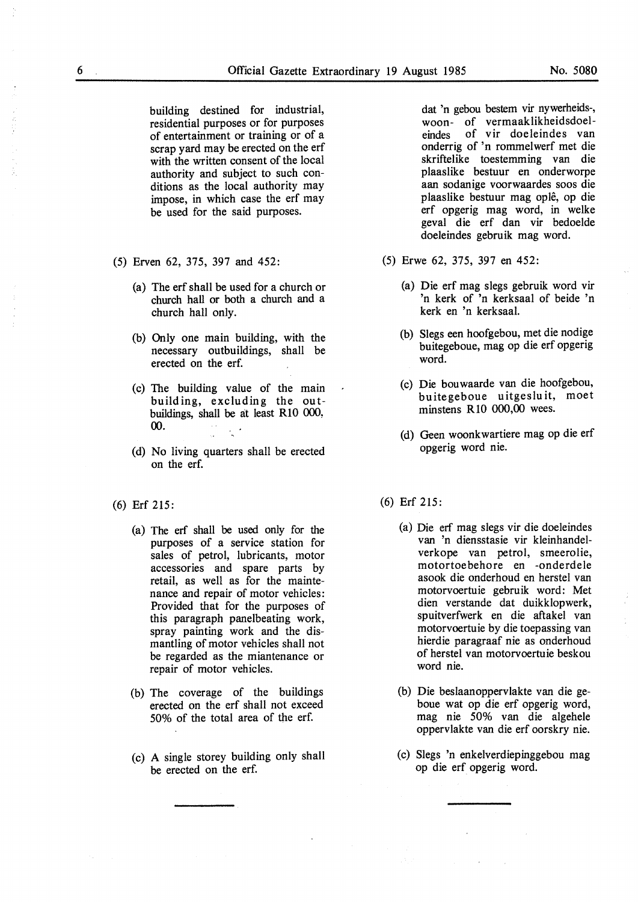building destined for industrial, residential purposes or for purposes of entertainment or training or of a scrap yard may be erected on the erf with the written consent of the local authority and subject to such conditions as the local authority may impose, in which case the erf may be used for the said purposes.

(5) Erven 62, 375, 397 and 452:

(a) The erf shall be used for a church or church hall or both a church and a church hall only.

(b) Only one main building, with the necessary outbuildings, shall be erected on the erf.

(c) The building value of the main building, excluding the outbuildings, shall be at least R10 000, 00.

(d) No living quarters shall be erected on the erf.

(6) Erf 215:

(a) The erf shall be used only for the purposes of a service station for sales of petrol, lubricants, motor accessories and spare parts by retail, as well as for the maintenance and repair of motor vehicles: Provided that for the purposes of this paragraph panelbeating work, spray painting work and the dismantling of motor vehicles shall not be regarded as the miantenance or repair of motor vehicles.

(b) The coverage of the buildings erected on the erf shall not exceed 50% of the total area of the erf.

(c) A single storey building only shall be erected on the erf.

dat 'n gebou bestem vir nywerheids-, woon- of vermaaklikheidsdoeleindes of vir doeleindes van onderrig of 'n rommelwerf met die skriftelike toestemming van die plaaslike bestuur en onderworpe aan sodanige voorwaardes soos die plaaslike bestuur mag oplê, op die erf opgerig mag word, in welke geval die erf dan vir bedoelde doeleindes gebruik mag word.

(5) Erwe 62, 375, 397 en 452:

(a) Die erf mag slegs gebruik word vir 'n kerk of 'n kerksaal of beide 'n kerk en 'n kerksaal.

(b) Slegs een hoofgebou, met die nodige buitegeboue, mag op die erf opgerig word.

(c) Die bouwaarde van die hoofgebou, buitegeboue uitgesluit, moet minstens R10 000,00 wees.

(d) Geen woonkwartiere mag op die erf opgerig word nie.

(6) Erf 215:

(a) Die erf mag slegs vir die doeleindes van 'n diensstasie vir kleinhandelverkope van petrol, smeerolie, motortoebehore en -onderdele asook die onderhoud en herstel van motorvoertuie gebruik word: Met dien verstande dat duikklopwerk, spuitverfwerk en die aftakel van motorvoertuie by die toepassing van hierdie paragraaf nie as onderhoud of herstel van motorvoertuie beskou word nie.

(b) Die beslaanoppervlakte van die geboue wat op die erf opgerig word, mag nie 50% van die algehele oppervlakte van die erf oorskry nie.

(c) Slegs 'n enkelverdiepinggebou mag op die erf opgerig word.